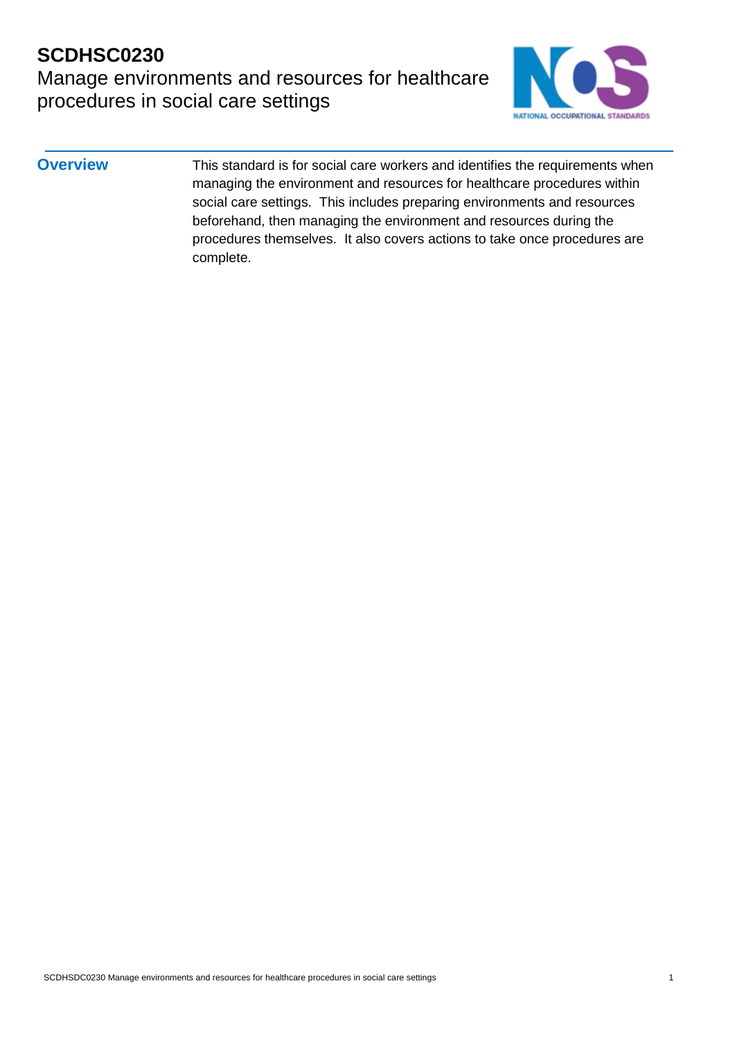# SCDHSC0230

## Manage environments and resources for healthcare procedures in social care settings

### Overview

This standard is for social care workers and identifies the requirements when managing the environment and resources for healthcare procedures within social care settings. This includes preparing environments and resources beforehand, then managing the environment and resources during the procedures themselves. It also covers actions to take once procedures are complete.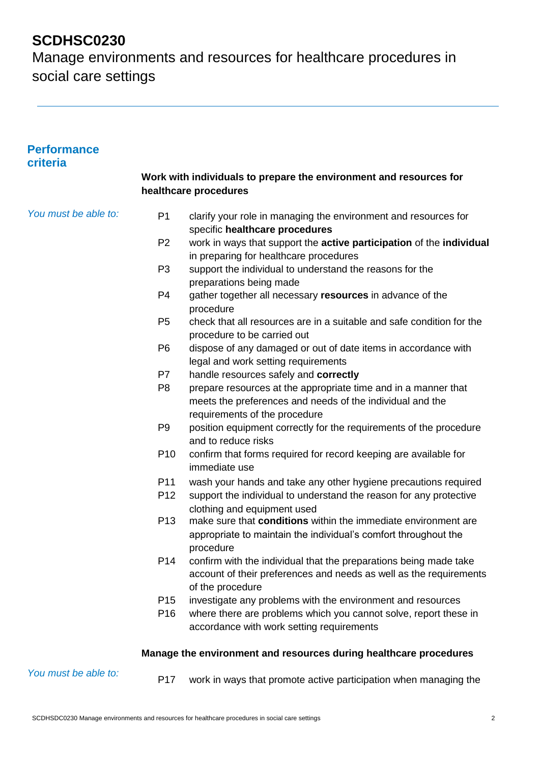# SCDHSC0230

Manage environments and resources for healthcare procedures in social care settings

## Performance criteria

**Work with individuals to prepare the environment and resources for healthcare procedures**

*You must be able to:*

- P1 clarify your role in managing the environment and resources for specific **healthcare procedures**
- P2 work in ways that support the **active participation** of the **individual** in preparing for healthcare procedures
- P3 support the individual to understand the reasons for the preparations being made
- P4 gather together all necessary **resources** in advance of the procedure
- P5 check that all resources are in a suitable and safe condition for the procedure to be carried out
- P6 dispose of any damaged or out of date items in accordance with legal and work setting requirements
- P7 handle resources safely and **correctly**
- P8 prepare resources at the appropriate time and in a manner that meets the preferences and needs of the individual and the requirements of the procedure
- P9 position equipment correctly for the requirements of the procedure and to reduce risks
- P10 confirm that forms required for record keeping are available for immediate use
- P11 wash your hands and take any other hygiene precautions required
- P12 support the individual to understand the reason for any protective clothing and equipment used
- P13 make sure that **conditions** within the immediate environment are appropriate to maintain the individual's comfort throughout the procedure
- P14 confirm with the individual that the preparations being made take account of their preferences and needs as well as the requirements of the procedure
- P15 investigate any problems with the environment and resources
- P16 where there are problems which you cannot solve, report these in accordance with work setting requirements

**Manage the environment and resources during healthcare procedures**

*You must be able to:*

- P17 work in ways that promote active participation when managing the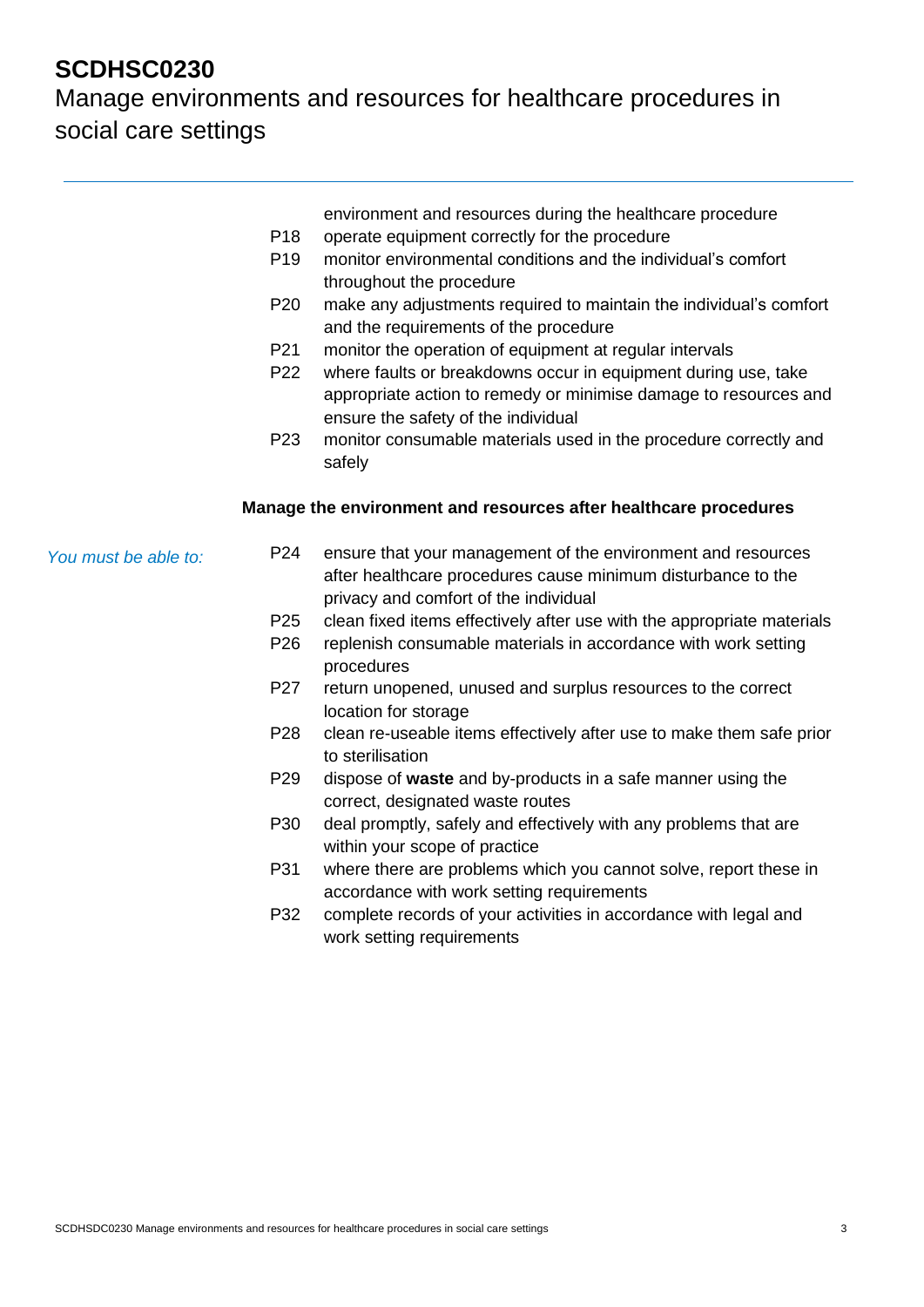environment and resources during the healthcare procedure

- P18 operate equipment correctly for the procedure
- P19 monitor environmental conditions and the individual's comfort throughout the procedure
- P20 make any adjustments required to maintain the individual's comfort and the requirements of the procedure
- P21 monitor the operation of equipment at regular intervals
- P22 where faults or breakdowns occur in equipment during use, take appropriate action to remedy or minimise damage to resources and ensure the safety of the individual
- P23 monitor consumable materials used in the procedure correctly and safely

**Manage the environment and resources after healthcare procedures**

*You must be able to:*

- P24 ensure that your management of the environment and resources after healthcare procedures cause minimum disturbance to the privacy and comfort of the individual
- P25 clean fixed items effectively after use with the appropriate materials
- P26 replenish consumable materials in accordance with work setting procedures
- P27 return unopened, unused and surplus resources to the correct location for storage
- P28 clean re-useable items effectively after use to make them safe prior to sterilisation
- P29 dispose of **waste** and by-products in a safe manner using the correct, designated waste routes
- P30 deal promptly, safely and effectively with any problems that are within your scope of practice
- P31 where there are problems which you cannot solve, report these in accordance with work setting requirements
- P32 complete records of your activities in accordance with legal and work setting requirements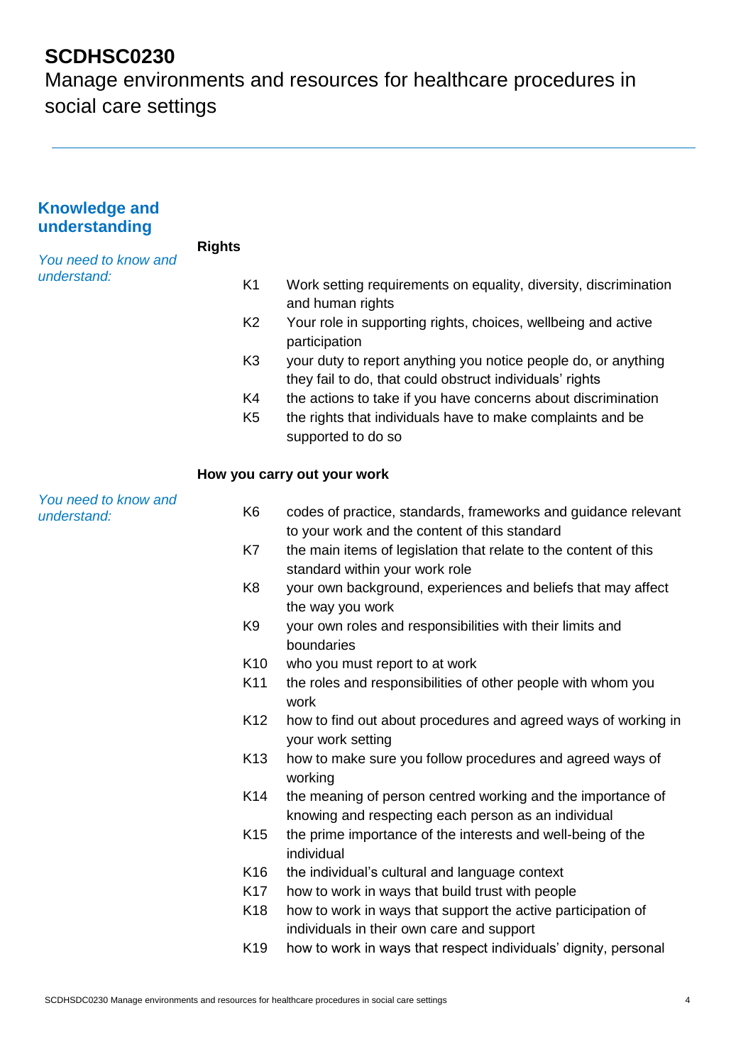# SCDHSC0230

Manage environments and resources for healthcare procedures in social care settings

## Knowledge and understanding

*You need to know and understand:*

**Rights**

- K1 Work setting requirements on equality, diversity, discrimination and human rights
- K2 Your role in supporting rights, choices, wellbeing and active participation
- K3 your duty to report anything you notice people do, or anything they fail to do, that could obstruct individuals' rights
- K4 the actions to take if you have concerns about discrimination
- K5 the rights that individuals have to make complaints and be supported to do so

**How you carry out your work**

*You need to know and understand:*

- K6 codes of practice, standards, frameworks and guidance relevant to your work and the content of this standard
- K7 the main items of legislation that relate to the content of this standard within your work role
- K8 your own background, experiences and beliefs that may affect the way you work
- K9 your own roles and responsibilities with their limits and boundaries
- K10 who you must report to at work
- K11 the roles and responsibilities of other people with whom you work
- K12 how to find out about procedures and agreed ways of working in your work setting
- K13 how to make sure you follow procedures and agreed ways of working
- K14 the meaning of person centred working and the importance of knowing and respecting each person as an individual
- K15 the prime importance of the interests and well-being of the individual
- K16 the individual's cultural and language context
- K17 how to work in ways that build trust with people
- K18 how to work in ways that support the active participation of individuals in their own care and support
- K19 how to work in ways that respect individuals' dignity, personal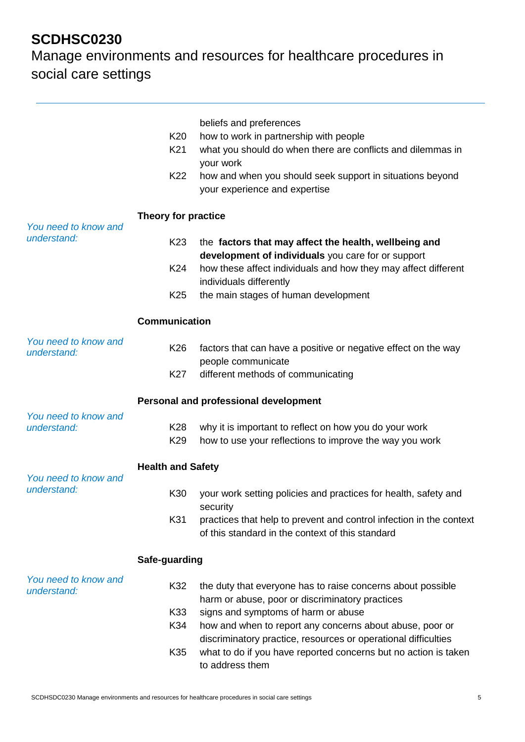beliefs and preferences

K20 how to work in partnership with people

K21 what you should do when there are conflicts and dilemmas in your work

K22 how and when you should seek support in situations beyond your experience and expertise

**Theory for practice**

*You need to know and understand:*

K23 the **factors that may affect the health, wellbeing and development of individuals** you care for or support

K24 how these affect individuals and how they may affect different individuals differently

K25 the main stages of human development

**Communication**

*You need to know and understand:*

K26 factors that can have a positive or negative effect on the way people communicate

K27 different methods of communicating

**Personal and professional development**

*You need to know and understand:*

K28 why it is important to reflect on how you do your work

K29 how to use your reflections to improve the way you work

**Health and Safety**

*You need to know and understand:*

K30 your work setting policies and practices for health, safety and security

K31 practices that help to prevent and control infection in the context of this standard in the context of this standard

**Safe-guarding**

*You need to know and understand:*

K32 the duty that everyone has to raise concerns about possible harm or abuse, poor or discriminatory practices

K33 signs and symptoms of harm or abuse

K34 how and when to report any concerns about abuse, poor or discriminatory practice, resources or operational difficulties

K35 what to do if you have reported concerns but no action is taken to address them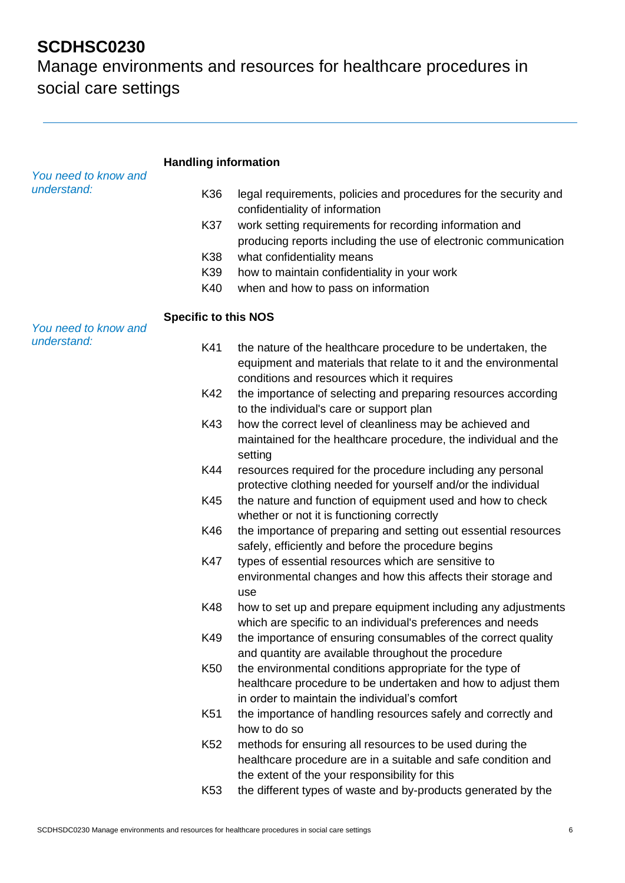# SCDHSC0230

## Manage environments and resources for healthcare procedures in social care settings

### Handling information

*You need to know and understand:*

- K36 legal requirements, policies and procedures for the security and confidentiality of information
- K37 work setting requirements for recording information and producing reports including the use of electronic communication
- K38 what confidentiality means
- K39 how to maintain confidentiality in your work
- K40 when and how to pass on information

### Specific to this NOS

*You need to know and understand:*

- K41 the nature of the healthcare procedure to be undertaken, the equipment and materials that relate to it and the environmental conditions and resources which it requires
- K42 the importance of selecting and preparing resources according to the individual's care or support plan
- K43 how the correct level of cleanliness may be achieved and maintained for the healthcare procedure, the individual and the setting
- K44 resources required for the procedure including any personal protective clothing needed for yourself and/or the individual
- K45 the nature and function of equipment used and how to check whether or not it is functioning correctly
- K46 the importance of preparing and setting out essential resources safely, efficiently and before the procedure begins
- K47 types of essential resources which are sensitive to environmental changes and how this affects their storage and use
- K48 how to set up and prepare equipment including any adjustments which are specific to an individual's preferences and needs
- K49 the importance of ensuring consumables of the correct quality and quantity are available throughout the procedure
- K50 the environmental conditions appropriate for the type of healthcare procedure to be undertaken and how to adjust them in order to maintain the individual's comfort
- K51 the importance of handling resources safely and correctly and how to do so
- K52 methods for ensuring all resources to be used during the healthcare procedure are in a suitable and safe condition and the extent of the your responsibility for this
- K53 the different types of waste and by-products generated by the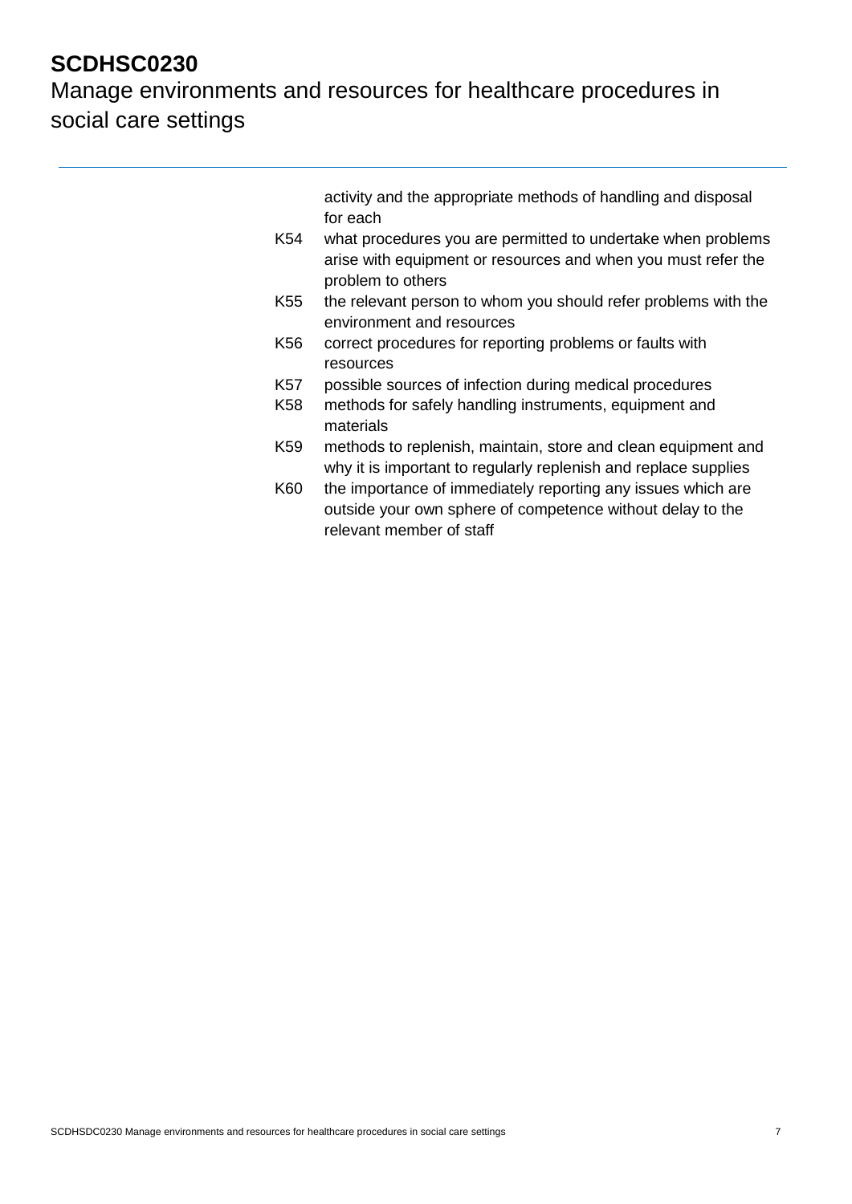activity and the appropriate methods of handling and disposal for each

K54 what procedures you are permitted to undertake when problems arise with equipment or resources and when you must refer the problem to others

K55 the relevant person to whom you should refer problems with the environment and resources

K56 correct procedures for reporting problems or faults with resources

K57 possible sources of infection during medical procedures

K58 methods for safely handling instruments, equipment and materials

K59 methods to replenish, maintain, store and clean equipment and why it is important to regularly replenish and replace supplies

K60 the importance of immediately reporting any issues which are outside your own sphere of competence without delay to the relevant member of staff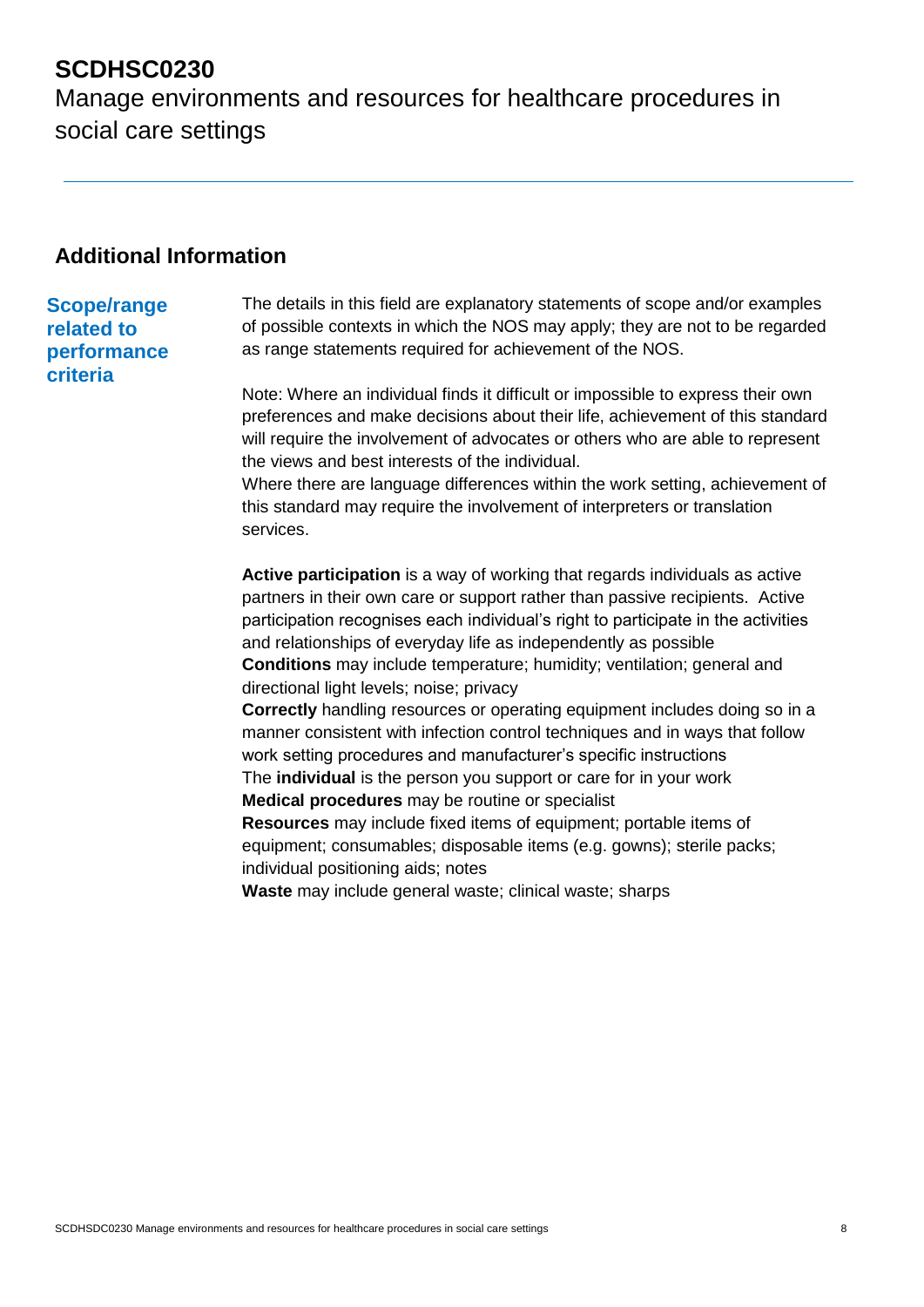# SCDHSC0230

Manage environments and resources for healthcare procedures in social care settings

## Additional Information

### Scope/range related to performance criteria

The details in this field are explanatory statements of scope and/or examples of possible contexts in which the NOS may apply; they are not to be regarded as range statements required for achievement of the NOS.

Note: Where an individual finds it difficult or impossible to express their own preferences and make decisions about their life, achievement of this standard will require the involvement of advocates or others who are able to represent the views and best interests of the individual.

Where there are language differences within the work setting, achievement of this standard may require the involvement of interpreters or translation services.

**Active participation** is a way of working that regards individuals as active partners in their own care or support rather than passive recipients. Active participation recognises each individual's right to participate in the activities and relationships of everyday life as independently as possible

**Conditions** may include temperature; humidity; ventilation; general and directional light levels; noise; privacy

**Correctly** handling resources or operating equipment includes doing so in a manner consistent with infection control techniques and in ways that follow work setting procedures and manufacturer's specific instructions

The **individual** is the person you support or care for in your work

**Medical procedures** may be routine or specialist

**Resources** may include fixed items of equipment; portable items of equipment; consumables; disposable items (e.g. gowns); sterile packs; individual positioning aids; notes

**Waste** may include general waste; clinical waste; sharps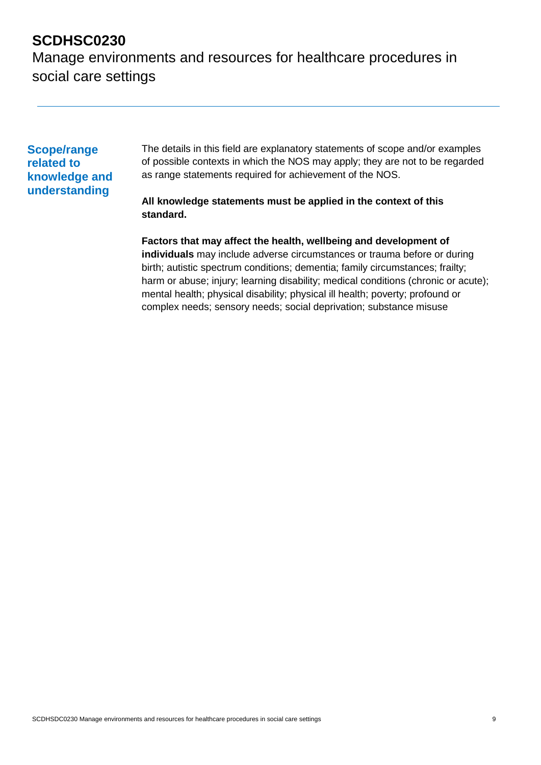# SCDHSC0230

## Manage environments and resources for healthcare procedures in social care settings

### Scope/range related to knowledge and understanding

The details in this field are explanatory statements of scope and/or examples of possible contexts in which the NOS may apply; they are not to be regarded as range statements required for achievement of the NOS.

**All knowledge statements must be applied in the context of this standard.**

**Factors that may affect the health, wellbeing and development of individuals** may include adverse circumstances or trauma before or during birth; autistic spectrum conditions; dementia; family circumstances; frailty; harm or abuse; injury; learning disability; medical conditions (chronic or acute); mental health; physical disability; physical ill health; poverty; profound or complex needs; sensory needs; social deprivation; substance misuse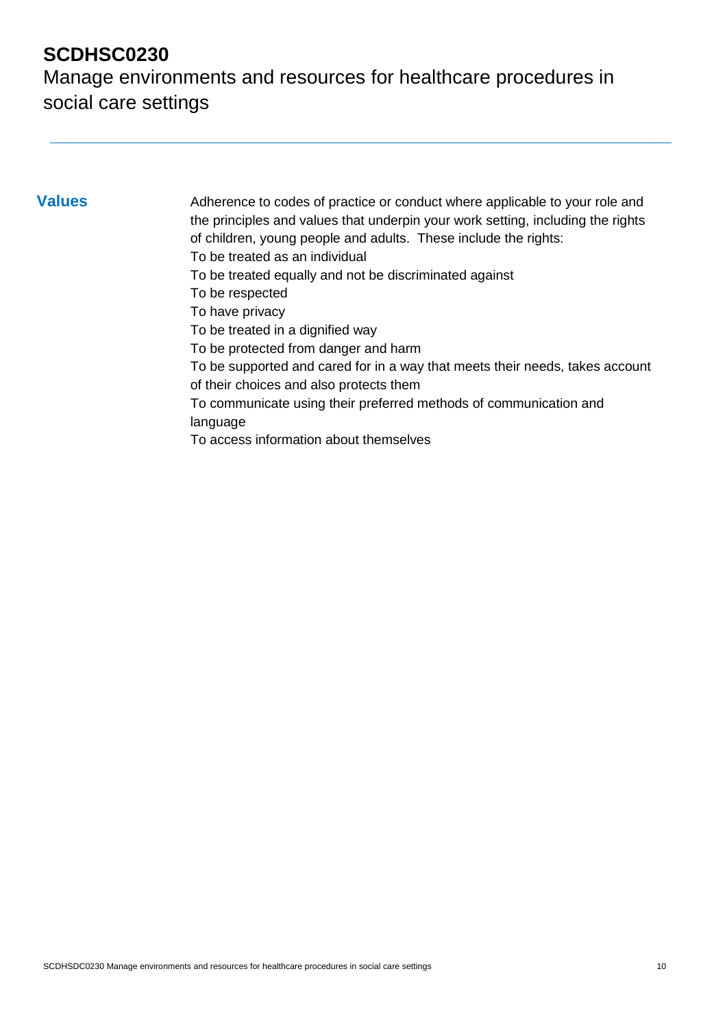## Values

Adherence to codes of practice or conduct where applicable to your role and the principles and values that underpin your work setting, including the rights of children, young people and adults. These include the rights:

To be treated as an individual

To be treated equally and not be discriminated against

To be respected

To have privacy

To be treated in a dignified way

To be protected from danger and harm

To be supported and cared for in a way that meets their needs, takes account of their choices and also protects them

To communicate using their preferred methods of communication and language

To access information about themselves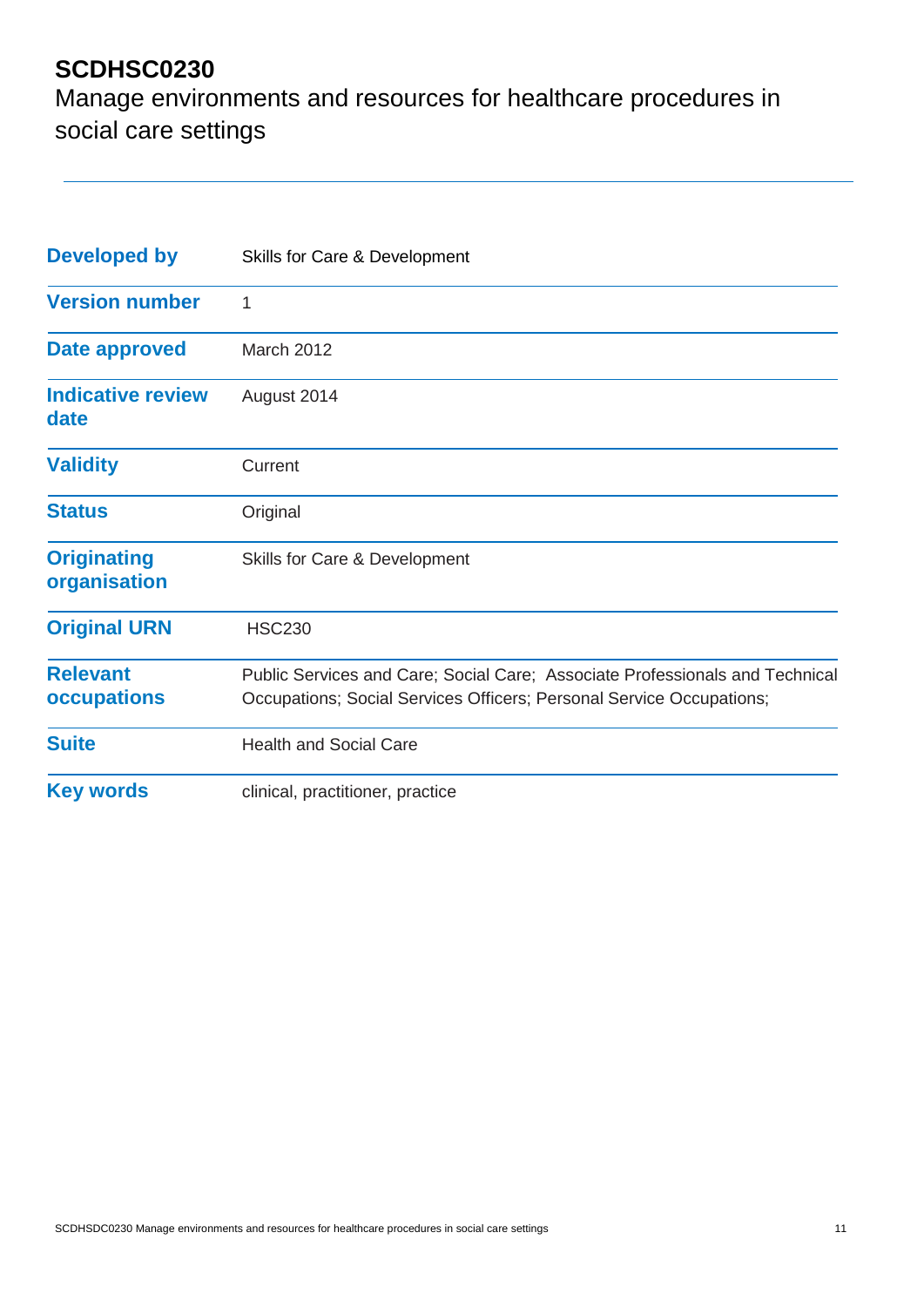# SCDHSC0230

Manage environments and resources for healthcare procedures in social care settings

| | |
|---|---|
| **Developed by** | Skills for Care & Development |
| **Version number** | 1 |
| **Date approved** | March 2012 |
| **Indicative review date** | August 2014 |
| **Validity** | Current |
| **Status** | Original |
| **Originating organisation** | Skills for Care & Development |
| **Original URN** | HSC230 |
| **Relevant occupations** | Public Services and Care; Social Care; Associate Professionals and Technical Occupations; Social Services Officers; Personal Service Occupations; |
| **Suite** | Health and Social Care |
| **Key words** | clinical, practitioner, practice |